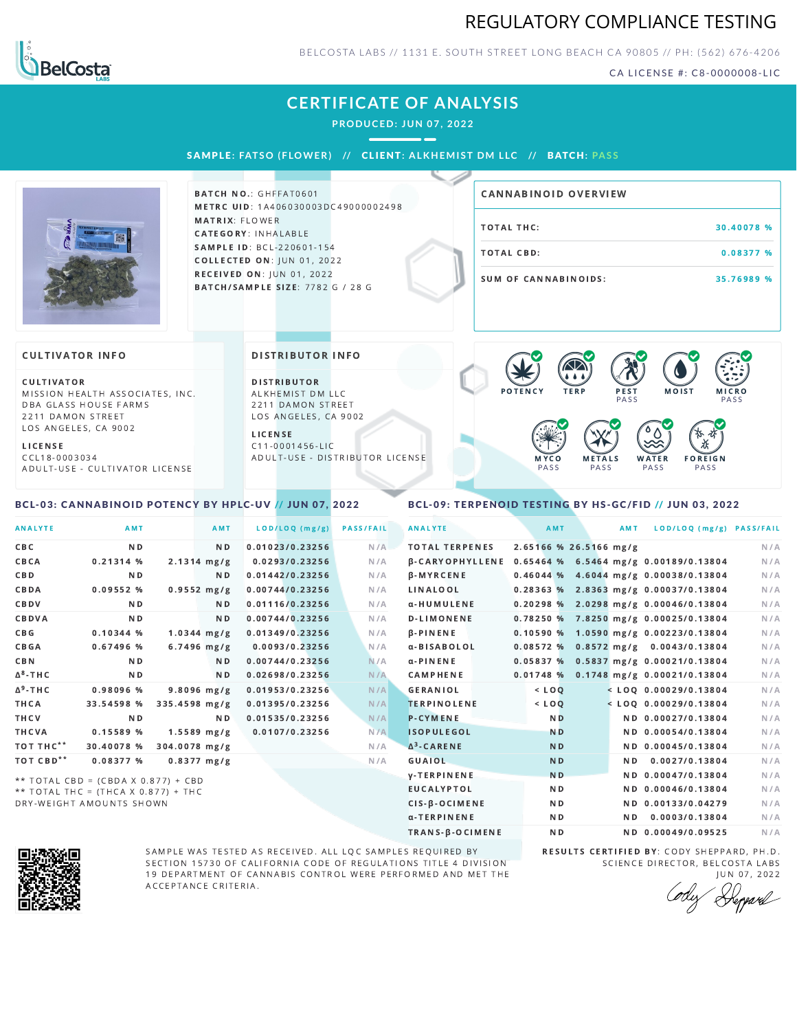# REGULATORY COMPLIANCE TESTING

BELCOSTA LABS // 1131 E. SOUTH STREET LONG BEACH CA 90805 // PH: (562) 676-4206

CA LICENSE #: C8-0000008-LIC

## CERTIFICATE OF ANALYSIS

**PRODUCED: JUN 07, 2022**

**SAMPLE: FATSO (FLOWER) // CLIENT: ALKHEMIST DM LLC // BATCH: PASS**

**BATCH NO.**: GHFFAT0601
**METRC UID**: 1A406030003DC49000002498
**MATRIX**: FLOWER
**CATEGORY**: INHALABLE
**SAMPLE ID**: BCL-220601-154
**COLLECTED ON**: JUN 01, 2022
**RECEIVED ON**: JUN 01, 2022
**BATCH/SAMPLE SIZE**: 7782 G / 28 G

### CANNABINOID OVERVIEW

| | |
|---|---|
| TOTAL THC: | 30.40078 % |
| TOTAL CBD: | 0.08377 % |
| SUM OF CANNABINOIDS: | 35.76989 % |

### CULTIVATOR INFO

**CULTIVATOR**
MISSION HEALTH ASSOCIATES, INC.
DBA GLASS HOUSE FARMS
2211 DAMON STREET
LOS ANGELES, CA 9002

**LICENSE**
CCL18-0003034
ADULT-USE - CULTIVATOR LICENSE

### DISTRIBUTOR INFO

**DISTRIBUTOR**
ALKHEMIST DM LLC
2211 DAMON STREET
LOS ANGELES, CA 9002

**LICENSE**
C11-0001456-LIC
ADULT-USE - DISTRIBUTOR LICENSE

POTENCY | TERP | PEST PASS | MOIST | MICRO PASS | MYCO PASS | METALS PASS | WATER PASS | FOREIGN PASS

### BCL-03: CANNABINOID POTENCY BY HPLC-UV // JUN 07, 2022

| ANALYTE | AMT | AMT | LOD/LOQ (mg/g) | PASS/FAIL |
|---|---|---|---|---|
| CBC | ND | ND | 0.01023/0.23256 | N/A |
| CBCA | 0.21314 % | 2.1314 mg/g | 0.0293/0.23256 | N/A |
| CBD | ND | ND | 0.01442/0.23256 | N/A |
| CBDA | 0.09552 % | 0.9552 mg/g | 0.00744/0.23256 | N/A |
| CBDV | ND | ND | 0.01116/0.23256 | N/A |
| CBDVA | ND | ND | 0.00744/0.23256 | N/A |
| CBG | 0.10344 % | 1.0344 mg/g | 0.01349/0.23256 | N/A |
| CBGA | 0.67496 % | 6.7496 mg/g | 0.0093/0.23256 | N/A |
| CBN | ND | ND | 0.00744/0.23256 | N/A |
| Δ8-THC | ND | ND | 0.02698/0.23256 | N/A |
| Δ9-THC | 0.98096 % | 9.8096 mg/g | 0.01953/0.23256 | N/A |
| THCA | 33.54598 % | 335.4598 mg/g | 0.01395/0.23256 | N/A |
| THCV | ND | ND | 0.01535/0.23256 | N/A |
| THCVA | 0.15589 % | 1.5589 mg/g | 0.0107/0.23256 | N/A |
| TOT THC** | 30.40078 % | 304.0078 mg/g | | N/A |
| TOT CBD** | 0.08377 % | 0.8377 mg/g | | N/A |

** TOTAL CBD = (CBDA X 0.877) + CBD
** TOTAL THC = (THCA X 0.877) + THC
DRY-WEIGHT AMOUNTS SHOWN

### BCL-09: TERPENOID TESTING BY HS-GC/FID // JUN 03, 2022

| ANALYTE | AMT | AMT | LOD/LOQ (mg/g) | PASS/FAIL |
|---|---|---|---|---|
| TOTAL TERPENES | 2.65166 % | 26.5166 mg/g | | N/A |
| β-CARYOPHYLLENE | 0.65464 % | 6.5464 mg/g | 0.00189/0.13804 | N/A |
| β-MYRCENE | 0.46044 % | 4.6044 mg/g | 0.00038/0.13804 | N/A |
| LINALOOL | 0.28363 % | 2.8363 mg/g | 0.00037/0.13804 | N/A |
| α-HUMULENE | 0.20298 % | 2.0298 mg/g | 0.00046/0.13804 | N/A |
| D-LIMONENE | 0.78250 % | 7.8250 mg/g | 0.00025/0.13804 | N/A |
| β-PINENE | 0.10590 % | 1.0590 mg/g | 0.00223/0.13804 | N/A |
| α-BISABOLOL | 0.08572 % | 0.8572 mg/g | 0.0043/0.13804 | N/A |
| α-PINENE | 0.05837 % | 0.5837 mg/g | 0.00021/0.13804 | N/A |
| CAMPHENE | 0.01748 % | 0.1748 mg/g | 0.00021/0.13804 | N/A |
| GERANIOL | < LOQ | < LOQ | 0.00029/0.13804 | N/A |
| TERPINOLENE | < LOQ | < LOQ | 0.00029/0.13804 | N/A |
| P-CYMENE | ND | ND | 0.00027/0.13804 | N/A |
| ISOPULEGOL | ND | ND | 0.00054/0.13804 | N/A |
| Δ3-CARENE | ND | ND | 0.00045/0.13804 | N/A |
| GUAIOL | ND | ND | 0.0027/0.13804 | N/A |
| γ-TERPINENE | ND | ND | 0.00047/0.13804 | N/A |
| EUCALYPTOL | ND | ND | 0.00046/0.13804 | N/A |
| CIS-β-OCIMENE | ND | ND | 0.00133/0.04279 | N/A |
| α-TERPINENE | ND | ND | 0.0003/0.13804 | N/A |
| TRANS-β-OCIMENE | ND | ND | 0.00049/0.09525 | N/A |

SAMPLE WAS TESTED AS RECEIVED. ALL LQC SAMPLES REQUIRED BY SECTION 15730 OF CALIFORNIA CODE OF REGULATIONS TITLE 4 DIVISION 19 DEPARTMENT OF CANNABIS CONTROL WERE PERFORMED AND MET THE ACCEPTANCE CRITERIA.

**RESULTS CERTIFIED BY**: CODY SHEPPARD, PH.D.
SCIENCE DIRECTOR, BELCOSTA LABS
JUN 07, 2022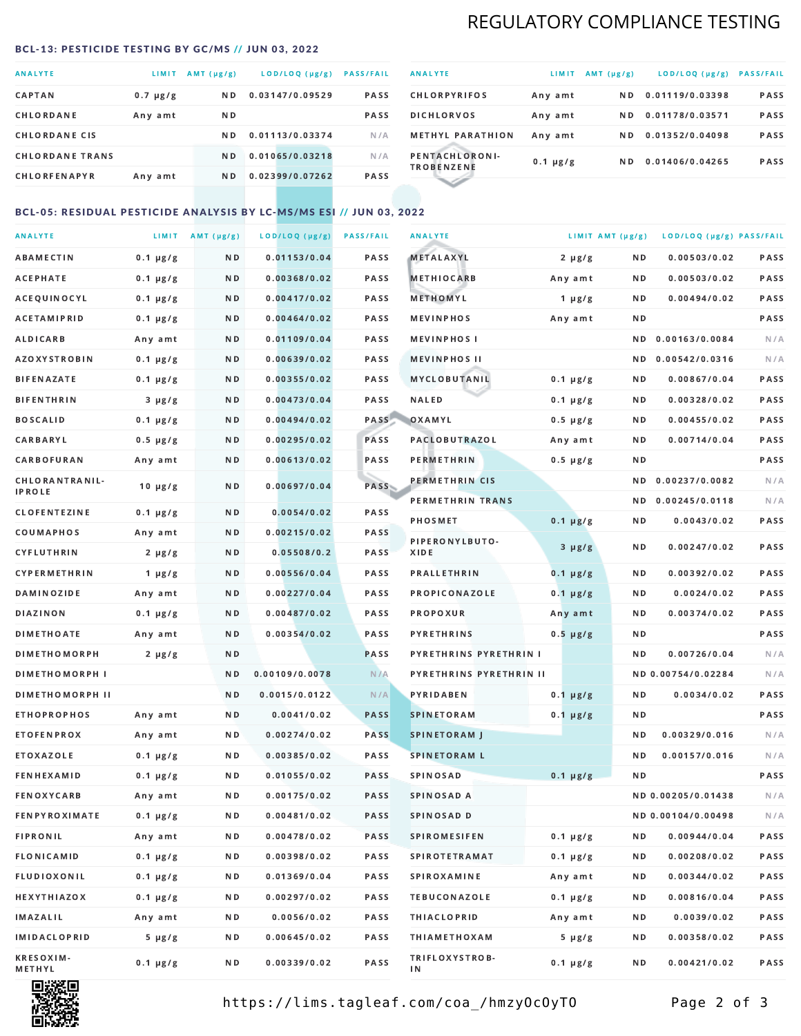# REGULATORY COMPLIANCE TESTING

## BCL-13: PESTICIDE TESTING BY GC/MS // JUN 03, 2022

| ANALYTE | LIMIT | AMT (μg/g) | LOD/LOQ (μg/g) | PASS/FAIL |
|---|---|---|---|---|
| CAPTAN | 0.7 μg/g | ND | 0.03147/0.09529 | PASS |
| CHLORDANE | Any amt | ND | | PASS |
| CHLORDANE CIS | | ND | 0.01113/0.03374 | N/A |
| CHLORDANE TRANS | | ND | 0.01065/0.03218 | N/A |
| CHLORFENAPYR | Any amt | ND | 0.02399/0.07262 | PASS |
| CHLORPYRIFOS | Any amt | ND | 0.01119/0.03398 | PASS |
| DICHLORVOS | Any amt | ND | 0.01178/0.03571 | PASS |
| METHYL PARATHION | Any amt | ND | 0.01352/0.04098 | PASS |
| PENTACHLORONI-TROBENZENE | 0.1 μg/g | ND | 0.01406/0.04265 | PASS |

## BCL-05: RESIDUAL PESTICIDE ANALYSIS BY LC-MS/MS ESI // JUN 03, 2022

| ANALYTE | LIMIT | AMT (μg/g) | LOD/LOQ (μg/g) | PASS/FAIL |
|---|---|---|---|---|
| ABAMECTIN | 0.1 μg/g | ND | 0.01153/0.04 | PASS |
| ACEPHATE | 0.1 μg/g | ND | 0.00368/0.02 | PASS |
| ACEQUINOCYL | 0.1 μg/g | ND | 0.00417/0.02 | PASS |
| ACETAMIPRID | 0.1 μg/g | ND | 0.00464/0.02 | PASS |
| ALDICARB | Any amt | ND | 0.01109/0.04 | PASS |
| AZOXYSTROBIN | 0.1 μg/g | ND | 0.00639/0.02 | PASS |
| BIFENAZATE | 0.1 μg/g | ND | 0.00355/0.02 | PASS |
| BIFENTHRIN | 3 μg/g | ND | 0.00473/0.04 | PASS |
| BOSCALID | 0.1 μg/g | ND | 0.00494/0.02 | PASS |
| CARBARYL | 0.5 μg/g | ND | 0.00295/0.02 | PASS |
| CARBOFURAN | Any amt | ND | 0.00613/0.02 | PASS |
| CHLORANTRANIL-IPROLE | 10 μg/g | ND | 0.00697/0.04 | PASS |
| CLOFENTEZINE | 0.1 μg/g | ND | 0.0054/0.02 | PASS |
| COUMAPHOS | Any amt | ND | 0.00215/0.02 | PASS |
| CYFLUTHRIN | 2 μg/g | ND | 0.05508/0.2 | PASS |
| CYPERMETHRIN | 1 μg/g | ND | 0.00556/0.04 | PASS |
| DAMINOZIDE | Any amt | ND | 0.00227/0.04 | PASS |
| DIAZINON | 0.1 μg/g | ND | 0.00487/0.02 | PASS |
| DIMETHOATE | Any amt | ND | 0.00354/0.02 | PASS |
| DIMETHOMORPH | 2 μg/g | ND | | PASS |
| DIMETHOMORPH I | | ND | 0.00109/0.0078 | N/A |
| DIMETHOMORPH II | | ND | 0.0015/0.0122 | N/A |
| ETHOPROPHOS | Any amt | ND | 0.0041/0.02 | PASS |
| ETOFENPROX | Any amt | ND | 0.00274/0.02 | PASS |
| ETOXAZOLE | 0.1 μg/g | ND | 0.00385/0.02 | PASS |
| FENHEXAMID | 0.1 μg/g | ND | 0.01055/0.02 | PASS |
| FENOXYCARB | Any amt | ND | 0.00175/0.02 | PASS |
| FENPYROXIMATE | 0.1 μg/g | ND | 0.00481/0.02 | PASS |
| FIPRONIL | Any amt | ND | 0.00478/0.02 | PASS |
| FLONICAMID | 0.1 μg/g | ND | 0.00398/0.02 | PASS |
| FLUDIOXONIL | 0.1 μg/g | ND | 0.01369/0.04 | PASS |
| HEXYTHIAZOX | 0.1 μg/g | ND | 0.00297/0.02 | PASS |
| IMAZALIL | Any amt | ND | 0.0056/0.02 | PASS |
| IMIDACLOPRID | 5 μg/g | ND | 0.00645/0.02 | PASS |
| KRESOXIM-METHYL | 0.1 μg/g | ND | 0.00339/0.02 | PASS |
| METALAXYL | 2 μg/g | ND | 0.00503/0.02 | PASS |
| METHIOCARB | Any amt | ND | 0.00503/0.02 | PASS |
| METHOMYL | 1 μg/g | ND | 0.00494/0.02 | PASS |
| MEVINPHOS | Any amt | ND | | PASS |
| MEVINPHOS I | | ND | 0.00163/0.0084 | N/A |
| MEVINPHOS II | | ND | 0.00542/0.0316 | N/A |
| MYCLOBUTANIL | 0.1 μg/g | ND | 0.00867/0.04 | PASS |
| NALED | 0.1 μg/g | ND | 0.00328/0.02 | PASS |
| OXAMYL | 0.5 μg/g | ND | 0.00455/0.02 | PASS |
| PACLOBUTRAZOL | Any amt | ND | 0.00714/0.04 | PASS |
| PERMETHRIN | 0.5 μg/g | ND | | PASS |
| PERMETHRIN CIS | | ND | 0.00237/0.0082 | N/A |
| PERMETHRIN TRANS | | ND | 0.00245/0.0118 | N/A |
| PHOSMET | 0.1 μg/g | ND | 0.0043/0.02 | PASS |
| PIPERONYLBUTO-XIDE | 3 μg/g | ND | 0.00247/0.02 | PASS |
| PRALLETHRIN | 0.1 μg/g | ND | 0.00392/0.02 | PASS |
| PROPICONAZOLE | 0.1 μg/g | ND | 0.0024/0.02 | PASS |
| PROPOXUR | Any amt | ND | 0.00374/0.02 | PASS |
| PYRETHRINS | 0.5 μg/g | ND | | PASS |
| PYRETHRINS PYRETHRIN I | | ND | 0.00726/0.04 | N/A |
| PYRETHRINS PYRETHRIN II | | ND | 0.00754/0.02284 | N/A |
| PYRIDABEN | 0.1 μg/g | ND | 0.0034/0.02 | PASS |
| SPINETORAM | 0.1 μg/g | ND | | PASS |
| SPINETORAM J | | ND | 0.00329/0.016 | N/A |
| SPINETORAM L | | ND | 0.00157/0.016 | N/A |
| SPINOSAD | 0.1 μg/g | ND | | PASS |
| SPINOSAD A | | ND | 0.00205/0.01438 | N/A |
| SPINOSAD D | | ND | 0.00104/0.00498 | N/A |
| SPIROMESIFEN | 0.1 μg/g | ND | 0.00944/0.04 | PASS |
| SPIROTETRAMAT | 0.1 μg/g | ND | 0.00208/0.02 | PASS |
| SPIROXAMINE | Any amt | ND | 0.00344/0.02 | PASS |
| TEBUCONAZOLE | 0.1 μg/g | ND | 0.00816/0.04 | PASS |
| THIACLOPRID | Any amt | ND | 0.0039/0.02 | PASS |
| THIAMETHOXAM | 5 μg/g | ND | 0.00358/0.02 | PASS |
| TRIFLOXYSTROB-IN | 0.1 μg/g | ND | 0.00421/0.02 | PASS |

https://lims.tagleaf.com/coa_/hmzyOcOyTO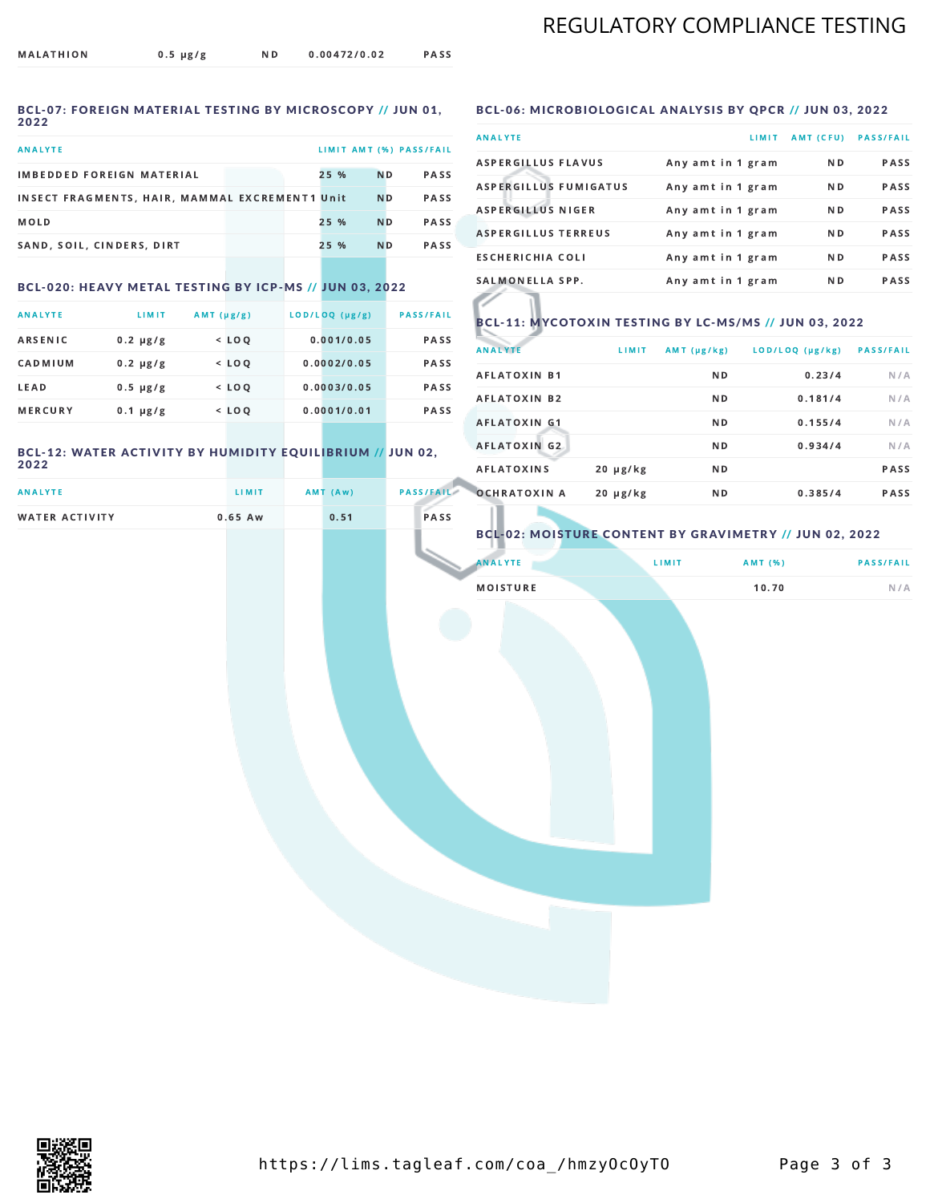# REGULATORY COMPLIANCE TESTING

| | | | | |
|---|---|---|---|---|
| MALATHION | 0.5 µg/g | ND | 0.00472/0.02 | PASS |

## BCL-07: FOREIGN MATERIAL TESTING BY MICROSCOPY // JUN 01, 2022

| ANALYTE | LIMIT | AMT (%) | PASS/FAIL |
|---|---|---|---|
| IMBEDDED FOREIGN MATERIAL | 25 % | ND | PASS |
| INSECT FRAGMENTS, HAIR, MAMMAL EXCREMENT | 1 Unit | ND | PASS |
| MOLD | 25 % | ND | PASS |
| SAND, SOIL, CINDERS, DIRT | 25 % | ND | PASS |

## BCL-020: HEAVY METAL TESTING BY ICP-MS // JUN 03, 2022

| ANALYTE | LIMIT | AMT (µg/g) | LOD/LOQ (µg/g) | PASS/FAIL |
|---|---|---|---|---|
| ARSENIC | 0.2 µg/g | < LOQ | 0.001/0.05 | PASS |
| CADMIUM | 0.2 µg/g | < LOQ | 0.0002/0.05 | PASS |
| LEAD | 0.5 µg/g | < LOQ | 0.0003/0.05 | PASS |
| MERCURY | 0.1 µg/g | < LOQ | 0.0001/0.01 | PASS |

## BCL-12: WATER ACTIVITY BY HUMIDITY EQUILIBRIUM // JUN 02, 2022

| ANALYTE | LIMIT | AMT (Aw) | PASS/FAIL |
|---|---|---|---|
| WATER ACTIVITY | 0.65 Aw | 0.51 | PASS |

## BCL-06: MICROBIOLOGICAL ANALYSIS BY QPCR // JUN 03, 2022

| ANALYTE | LIMIT | AMT (CFU) | PASS/FAIL |
|---|---|---|---|
| ASPERGILLUS FLAVUS | Any amt in 1 gram | ND | PASS |
| ASPERGILLUS FUMIGATUS | Any amt in 1 gram | ND | PASS |
| ASPERGILLUS NIGER | Any amt in 1 gram | ND | PASS |
| ASPERGILLUS TERREUS | Any amt in 1 gram | ND | PASS |
| ESCHERICHIA COLI | Any amt in 1 gram | ND | PASS |
| SALMONELLA SPP. | Any amt in 1 gram | ND | PASS |

## BCL-11: MYCOTOXIN TESTING BY LC-MS/MS // JUN 03, 2022

| ANALYTE | LIMIT | AMT (µg/kg) | LOD/LOQ (µg/kg) | PASS/FAIL |
|---|---|---|---|---|
| AFLATOXIN B1 | | ND | 0.23/4 | N/A |
| AFLATOXIN B2 | | ND | 0.181/4 | N/A |
| AFLATOXIN G1 | | ND | 0.155/4 | N/A |
| AFLATOXIN G2 | | ND | 0.934/4 | N/A |
| AFLATOXINS | 20 µg/kg | ND | | PASS |
| OCHRATOXIN A | 20 µg/kg | ND | 0.385/4 | PASS |

## BCL-02: MOISTURE CONTENT BY GRAVIMETRY // JUN 02, 2022

| ANALYTE | LIMIT | AMT (%) | PASS/FAIL |
|---|---|---|---|
| MOISTURE | | 10.70 | N/A |

https://lims.tagleaf.com/coa_/hmzyOcOyTO